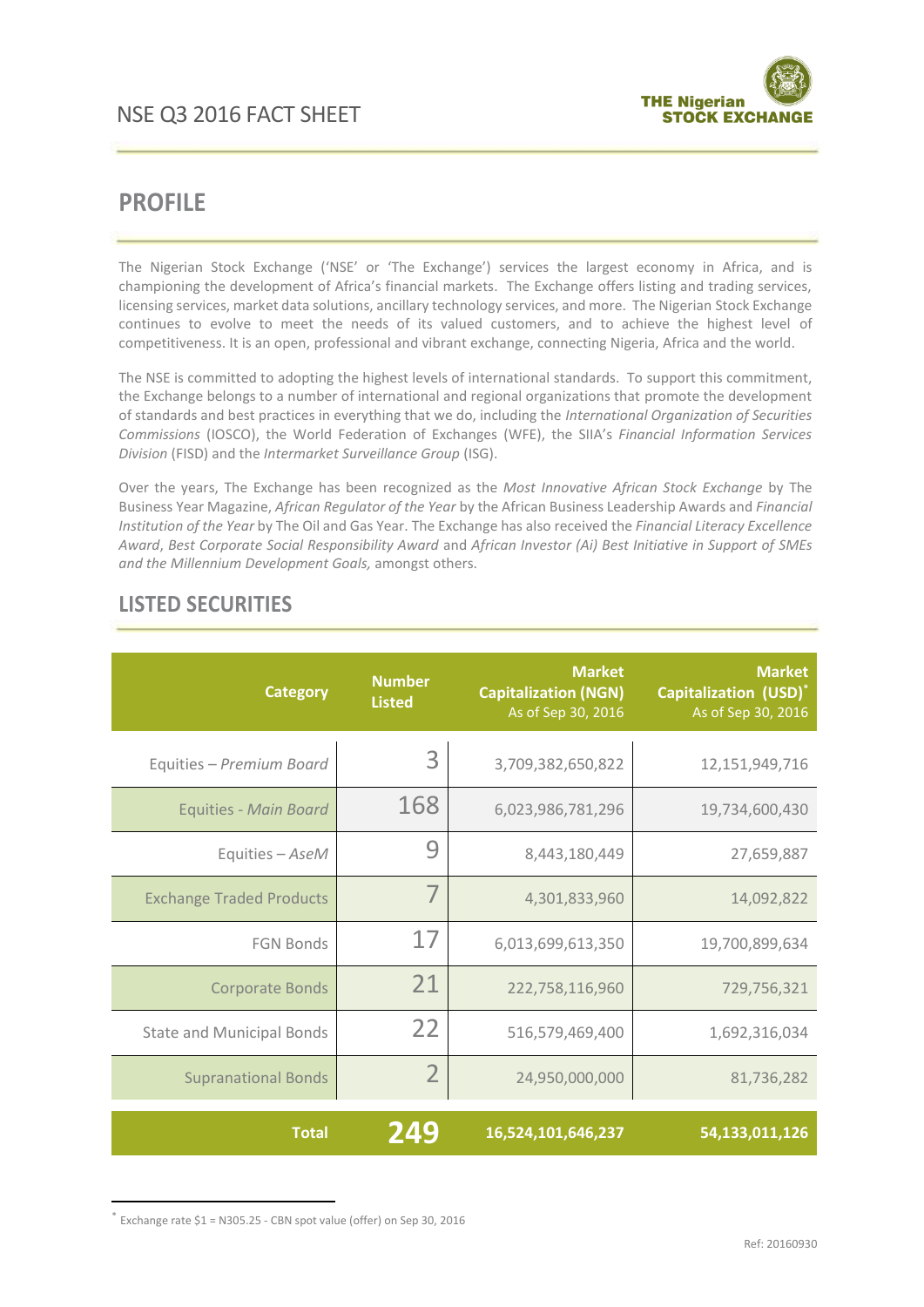# NSE Q3 2016 FACT SHEET

## PROFILE

The Nigerian Stock Exchange ('NSE' or 'The Exchange') services the largest economy in Africa, and is championing the development of Africa's financial markets. The Exchange offers listing and trading services, licensing services, market data solutions, ancillary technology services, and more. The Nigerian Stock Exchange continues to evolve to meet the needs of its valued customers, and to achieve the highest level of competitiveness. It is an open, professional and vibrant exchange, connecting Nigeria, Africa and the world.

The NSE is committed to adopting the highest levels of international standards. To support this commitment, the Exchange belongs to a number of international and regional organizations that promote the development of standards and best practices in everything that we do, including the *International Organization of Securities Commissions* (IOSCO), the World Federation of Exchanges (WFE), the SIIA's *Financial Information Services Division* (FISD) and the *Intermarket Surveillance Group* (ISG).

Over the years, The Exchange has been recognized as the *Most Innovative African Stock Exchange* by The Business Year Magazine, *African Regulator of the Year* by the African Business Leadership Awards and *Financial Institution of the Year* by The Oil and Gas Year. The Exchange has also received the *Financial Literacy Excellence Award*, *Best Corporate Social Responsibility Award* and *African Investor (Ai) Best Initiative in Support of SMEs and the Millennium Development Goals,* amongst others.

## LISTED SECURITIES

| Category | Number Listed | Market Capitalization (NGN) As of Sep 30, 2016 | Market Capitalization (USD)* As of Sep 30, 2016 |
|---|---|---|---|
| Equities – *Premium Board* | 3 | 3,709,382,650,822 | 12,151,949,716 |
| Equities - *Main Board* | 168 | 6,023,986,781,296 | 19,734,600,430 |
| Equities – *AseM* | 9 | 8,443,180,449 | 27,659,887 |
| Exchange Traded Products | 7 | 4,301,833,960 | 14,092,822 |
| FGN Bonds | 17 | 6,013,699,613,350 | 19,700,899,634 |
| Corporate Bonds | 21 | 222,758,116,960 | 729,756,321 |
| State and Municipal Bonds | 22 | 516,579,469,400 | 1,692,316,034 |
| Supranational Bonds | 2 | 24,950,000,000 | 81,736,282 |
| **Total** | **249** | **16,524,101,646,237** | **54,133,011,126** |

* Exchange rate $1 = N305.25 - CBN spot value (offer) on Sep 30, 2016

Ref: 20160930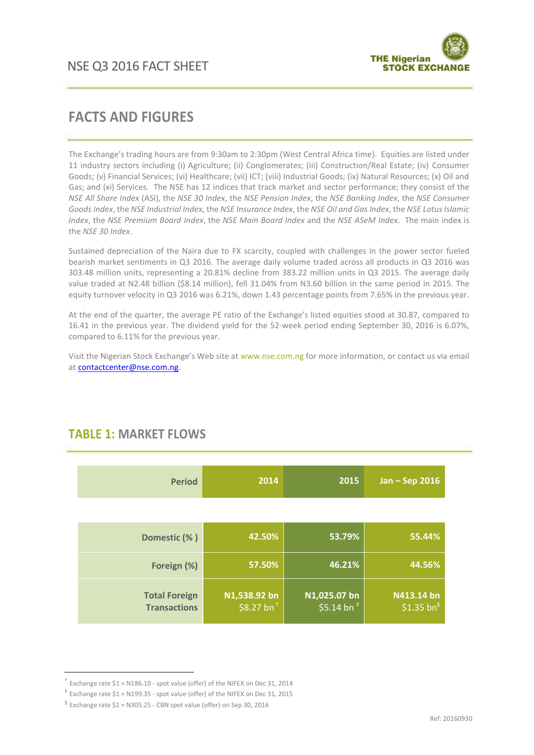# FACTS AND FIGURES

The Exchange's trading hours are from 9:30am to 2:30pm (West Central Africa time). Equities are listed under 11 industry sectors including (i) Agriculture; (ii) Conglomerates; (iii) Construction/Real Estate; (iv) Consumer Goods; (v) Financial Services; (vi) Healthcare; (vii) ICT; (viii) Industrial Goods; (ix) Natural Resources; (x) Oil and Gas; and (xi) Services. The NSE has 12 indices that track market and sector performance; they consist of the *NSE All Share Index* (ASI), the *NSE 30 Index*, the *NSE Pension Index*, the *NSE Banking Index*, the *NSE Consumer Goods Index*, the *NSE Industrial Index*, the *NSE Insurance Index*, the *NSE Oil and Gas Index*, the *NSE Lotus Islamic Index*, the *NSE Premium Board Index*, the *NSE Main Board Index* and the *NSE ASeM Index*. The main index is the *NSE 30 Index*.

Sustained depreciation of the Naira due to FX scarcity, coupled with challenges in the power sector fueled bearish market sentiments in Q3 2016. The average daily volume traded across all products in Q3 2016 was 303.48 million units, representing a 20.81% decline from 383.22 million units in Q3 2015. The average daily value traded at N2.48 billion ($8.14 million), fell 31.04% from N3.60 billion in the same period in 2015. The equity turnover velocity in Q3 2016 was 6.21%, down 1.43 percentage points from 7.65% in the previous year.

At the end of the quarter, the average PE ratio of the Exchange's listed equities stood at 30.87, compared to 16.41 in the previous year. The dividend yield for the 52-week period ending September 30, 2016 is 6.07%, compared to 6.11% for the previous year.

Visit the Nigerian Stock Exchange's Web site at www.nse.com.ng for more information, or contact us via email at contactcenter@nse.com.ng.

## TABLE 1: MARKET FLOWS

| Period | 2014 | 2015 | Jan – Sep 2016 |
|---|---|---|---|
| Domestic (% ) | 42.50% | 53.79% | 55.44% |
| Foreign (%) | 57.50% | 46.21% | 44.56% |
| Total Foreign Transactions | N1,538.92 bn $8.27 bn [†] | N1,025.07 bn $5.14 bn [‡] | N413.14 bn $1.35 bn [§] |

[†] Exchange rate $1 = N186.10 - spot value (offer) of the NIFEX on Dec 31, 2014

[‡] Exchange rate $1 = N199.35 - spot value (offer) of the NIFEX on Dec 31, 2015

[§] Exchange rate $1 = N305.25 - CBN spot value (offer) on Sep 30, 2016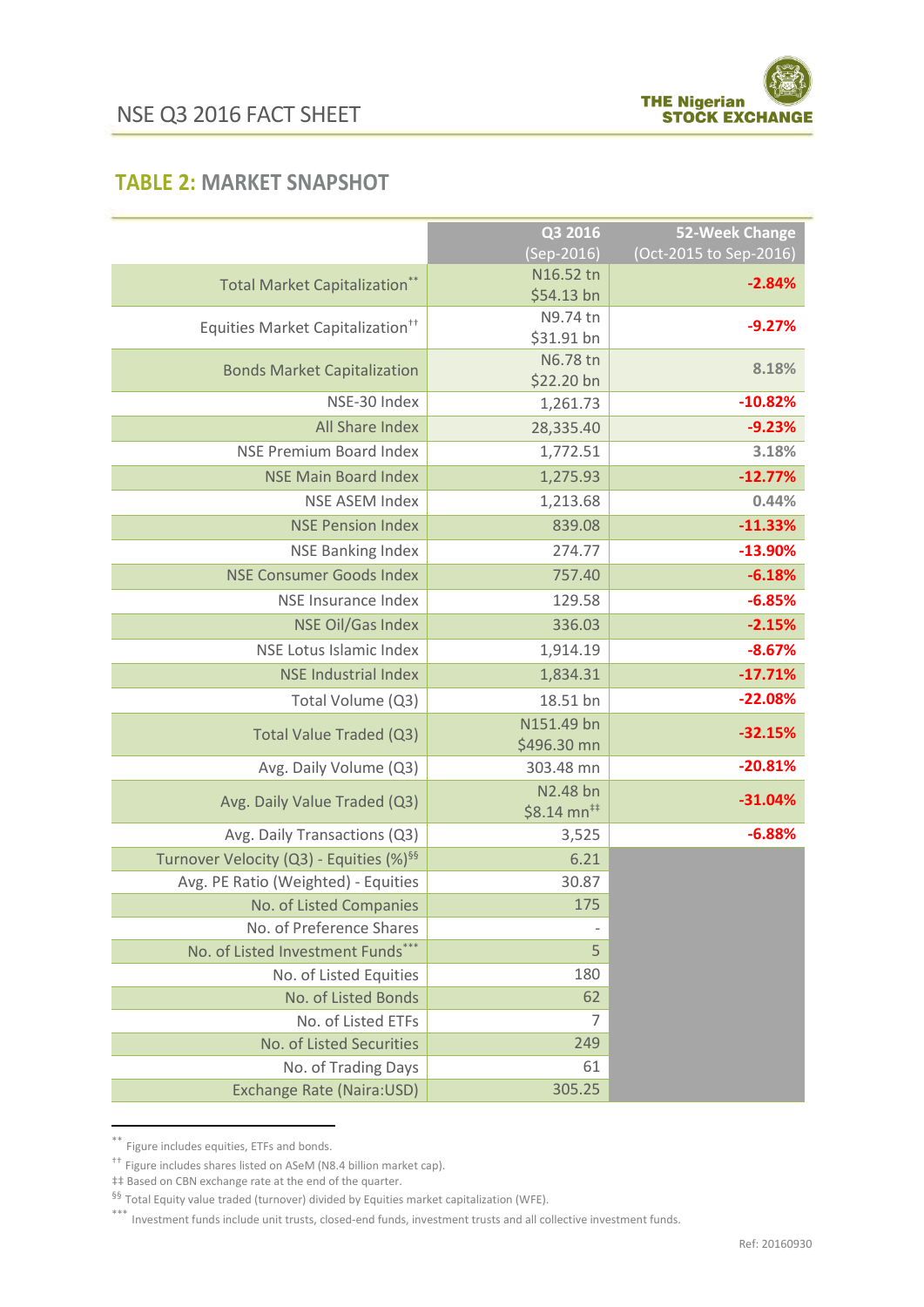## TABLE 2: MARKET SNAPSHOT

| | Q3 2016 (Sep-2016) | 52-Week Change (Oct-2015 to Sep-2016) |
|---|---|---|
| Total Market Capitalization** | N16.52 tn $54.13 bn | -2.84% |
| Equities Market Capitalization†† | N9.74 tn $31.91 bn | -9.27% |
| Bonds Market Capitalization | N6.78 tn $22.20 bn | 8.18% |
| NSE-30 Index | 1,261.73 | -10.82% |
| All Share Index | 28,335.40 | -9.23% |
| NSE Premium Board Index | 1,772.51 | 3.18% |
| NSE Main Board Index | 1,275.93 | -12.77% |
| NSE ASEM Index | 1,213.68 | 0.44% |
| NSE Pension Index | 839.08 | -11.33% |
| NSE Banking Index | 274.77 | -13.90% |
| NSE Consumer Goods Index | 757.40 | -6.18% |
| NSE Insurance Index | 129.58 | -6.85% |
| NSE Oil/Gas Index | 336.03 | -2.15% |
| NSE Lotus Islamic Index | 1,914.19 | -8.67% |
| NSE Industrial Index | 1,834.31 | -17.71% |
| Total Volume (Q3) | 18.51 bn | -22.08% |
| Total Value Traded (Q3) | N151.49 bn $496.30 mn | -32.15% |
| Avg. Daily Volume (Q3) | 303.48 mn | -20.81% |
| Avg. Daily Value Traded (Q3) | N2.48 bn $8.14 mn‡‡ | -31.04% |
| Avg. Daily Transactions (Q3) | 3,525 | -6.88% |
| Turnover Velocity (Q3) - Equities (%)§§ | 6.21 | |
| Avg. PE Ratio (Weighted) - Equities | 30.87 | |
| No. of Listed Companies | 175 | |
| No. of Preference Shares | - | |
| No. of Listed Investment Funds*** | 5 | |
| No. of Listed Equities | 180 | |
| No. of Listed Bonds | 62 | |
| No. of Listed ETFs | 7 | |
| No. of Listed Securities | 249 | |
| No. of Trading Days | 61 | |
| Exchange Rate (Naira:USD) | 305.25 | |

** Figure includes equities, ETFs and bonds.

†† Figure includes shares listed on ASeM (N8.4 billion market cap).

‡‡ Based on CBN exchange rate at the end of the quarter.

§§ Total Equity value traded (turnover) divided by Equities market capitalization (WFE).

*** Investment funds include unit trusts, closed-end funds, investment trusts and all collective investment funds.

Ref: 20160930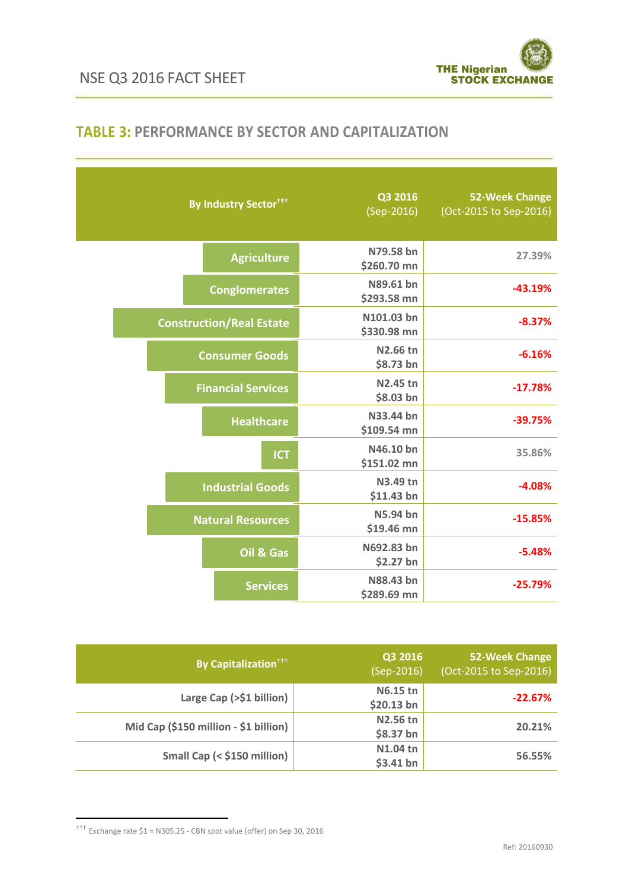## TABLE 3: PERFORMANCE BY SECTOR AND CAPITALIZATION

| By Industry Sector[†††] | Q3 2016 (Sep-2016) | 52-Week Change (Oct-2015 to Sep-2016) |
|---|---|---|
| Agriculture | N79.58 bn $260.70 mn | 27.39% |
| Conglomerates | N89.61 bn $293.58 mn | -43.19% |
| Construction/Real Estate | N101.03 bn $330.98 mn | -8.37% |
| Consumer Goods | N2.66 tn $8.73 bn | -6.16% |
| Financial Services | N2.45 tn $8.03 bn | -17.78% |
| Healthcare | N33.44 bn $109.54 mn | -39.75% |
| ICT | N46.10 bn $151.02 mn | 35.86% |
| Industrial Goods | N3.49 tn $11.43 bn | -4.08% |
| Natural Resources | N5.94 bn $19.46 mn | -15.85% |
| Oil & Gas | N692.83 bn $2.27 bn | -5.48% |
| Services | N88.43 bn $289.69 mn | -25.79% |

| By Capitalization[†††] | Q3 2016 (Sep-2016) | 52-Week Change (Oct-2015 to Sep-2016) |
|---|---|---|
| Large Cap (>$1 billion) | N6.15 tn $20.13 bn | -22.67% |
| Mid Cap ($150 million - $1 billion) | N2.56 tn $8.37 bn | 20.21% |
| Small Cap (< $150 million) | N1.04 tn $3.41 bn | 56.55% |

[†††] Exchange rate $1 = N305.25 - CBN spot value (offer) on Sep 30, 2016

Ref: 20160930